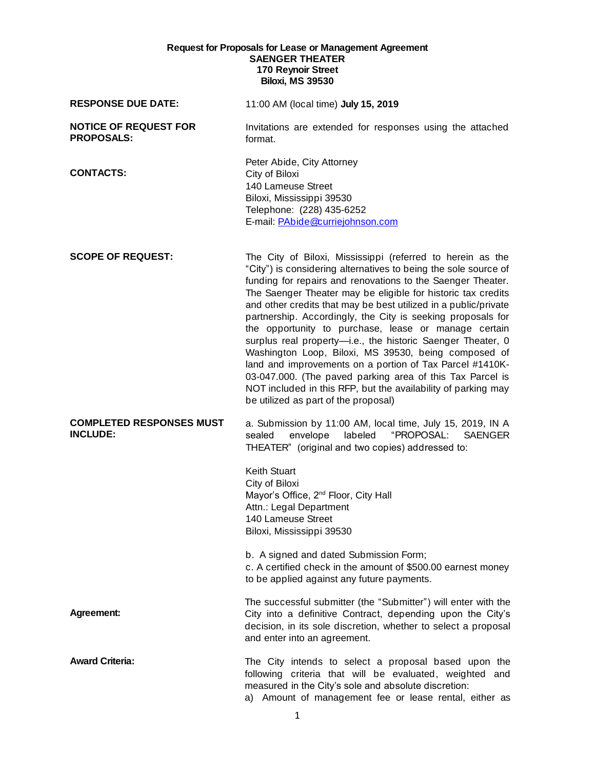**Request for Proposals for Lease or Management Agreement**
**SAENGER THEATER**
**170 Reynoir Street**
**Biloxi, MS 39530**

**RESPONSE DUE DATE:** 11:00 AM (local time) **July 15, 2019**

**NOTICE OF REQUEST FOR PROPOSALS:** Invitations are extended for responses using the attached format.

**CONTACTS:**

Peter Abide, City Attorney
City of Biloxi
140 Lameuse Street
Biloxi, Mississippi 39530
Telephone: (228) 435-6252
E-mail: PAbide@curriejohnson.com

**SCOPE OF REQUEST:** The City of Biloxi, Mississippi (referred to herein as the "City") is considering alternatives to being the sole source of funding for repairs and renovations to the Saenger Theater. The Saenger Theater may be eligible for historic tax credits and other credits that may be best utilized in a public/private partnership. Accordingly, the City is seeking proposals for the opportunity to purchase, lease or manage certain surplus real property—i.e., the historic Saenger Theater, 0 Washington Loop, Biloxi, MS 39530, being composed of land and improvements on a portion of Tax Parcel #1410K-03-047.000. (The paved parking area of this Tax Parcel is NOT included in this RFP, but the availability of parking may be utilized as part of the proposal)

**COMPLETED RESPONSES MUST INCLUDE:**

a. Submission by 11:00 AM, local time, July 15, 2019, IN A sealed envelope labeled "PROPOSAL: SAENGER THEATER" (original and two copies) addressed to:

Keith Stuart
City of Biloxi
Mayor's Office, 2nd Floor, City Hall
Attn.: Legal Department
140 Lameuse Street
Biloxi, Mississippi 39530

b. A signed and dated Submission Form;

c. A certified check in the amount of $500.00 earnest money to be applied against any future payments.

**Agreement:** The successful submitter (the "Submitter") will enter with the City into a definitive Contract, depending upon the City's decision, in its sole discretion, whether to select a proposal and enter into an agreement.

**Award Criteria:** The City intends to select a proposal based upon the following criteria that will be evaluated, weighted and measured in the City's sole and absolute discretion:

a) Amount of management fee or lease rental, either as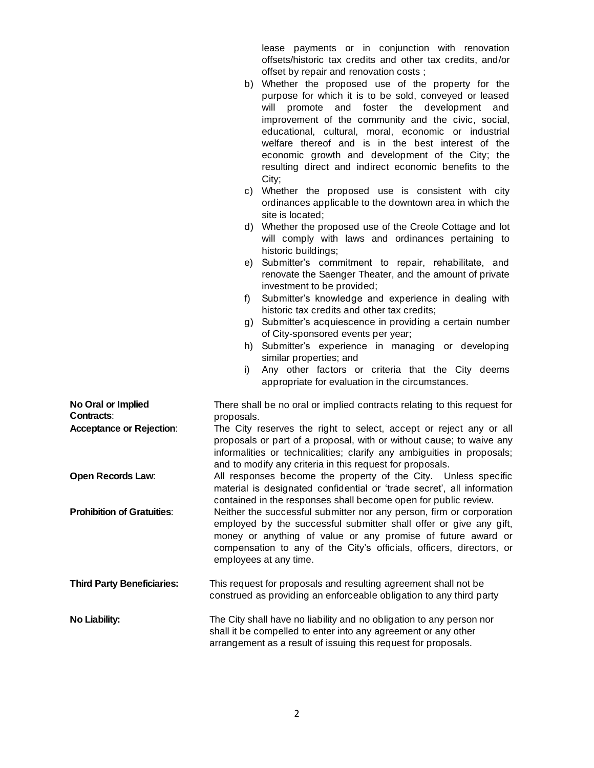lease payments or in conjunction with renovation offsets/historic tax credits and other tax credits, and/or offset by repair and renovation costs ;

b) Whether the proposed use of the property for the purpose for which it is to be sold, conveyed or leased will promote and foster the development and improvement of the community and the civic, social, educational, cultural, moral, economic or industrial welfare thereof and is in the best interest of the economic growth and development of the City; the resulting direct and indirect economic benefits to the City;
c) Whether the proposed use is consistent with city ordinances applicable to the downtown area in which the site is located;
d) Whether the proposed use of the Creole Cottage and lot will comply with laws and ordinances pertaining to historic buildings;
e) Submitter's commitment to repair, rehabilitate, and renovate the Saenger Theater, and the amount of private investment to be provided;
f) Submitter's knowledge and experience in dealing with historic tax credits and other tax credits;
g) Submitter's acquiescence in providing a certain number of City-sponsored events per year;
h) Submitter's experience in managing or developing similar properties; and
i) Any other factors or criteria that the City deems appropriate for evaluation in the circumstances.

**No Oral or Implied Contracts**: There shall be no oral or implied contracts relating to this request for proposals.

**Acceptance or Rejection**: The City reserves the right to select, accept or reject any or all proposals or part of a proposal, with or without cause; to waive any informalities or technicalities; clarify any ambiguities in proposals; and to modify any criteria in this request for proposals.

**Open Records Law**: All responses become the property of the City. Unless specific material is designated confidential or 'trade secret', all information contained in the responses shall become open for public review.

**Prohibition of Gratuities**: Neither the successful submitter nor any person, firm or corporation employed by the successful submitter shall offer or give any gift, money or anything of value or any promise of future award or compensation to any of the City's officials, officers, directors, or employees at any time.

**Third Party Beneficiaries:** This request for proposals and resulting agreement shall not be construed as providing an enforceable obligation to any third party

**No Liability:** The City shall have no liability and no obligation to any person nor shall it be compelled to enter into any agreement or any other arrangement as a result of issuing this request for proposals.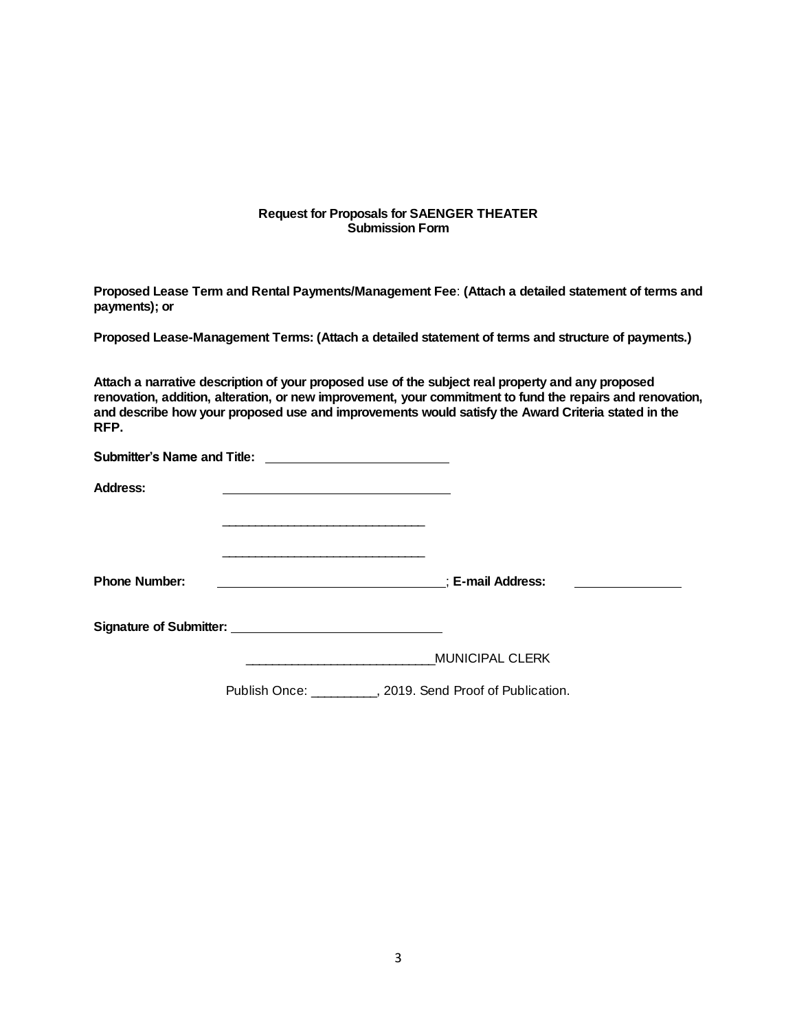**Request for Proposals for SAENGER THEATER**
**Submission Form**

**Proposed Lease Term and Rental Payments/Management Fee**: **(Attach a detailed statement of terms and payments); or**

**Proposed Lease-Management Terms: (Attach a detailed statement of terms and structure of payments.)**

**Attach a narrative description of your proposed use of the subject real property and any proposed renovation, addition, alteration, or new improvement, your commitment to fund the repairs and renovation, and describe how your proposed use and improvements would satisfy the Award Criteria stated in the RFP.**

**Submitter's Name and Title:** ____________________________

**Address:** ____________________________

____________________________

____________________________

**Phone Number:** ____________________________; **E-mail Address:** ________________

**Signature of Submitter:** ____________________________

___________________________MUNICIPAL CLERK

Publish Once: _________, 2019. Send Proof of Publication.